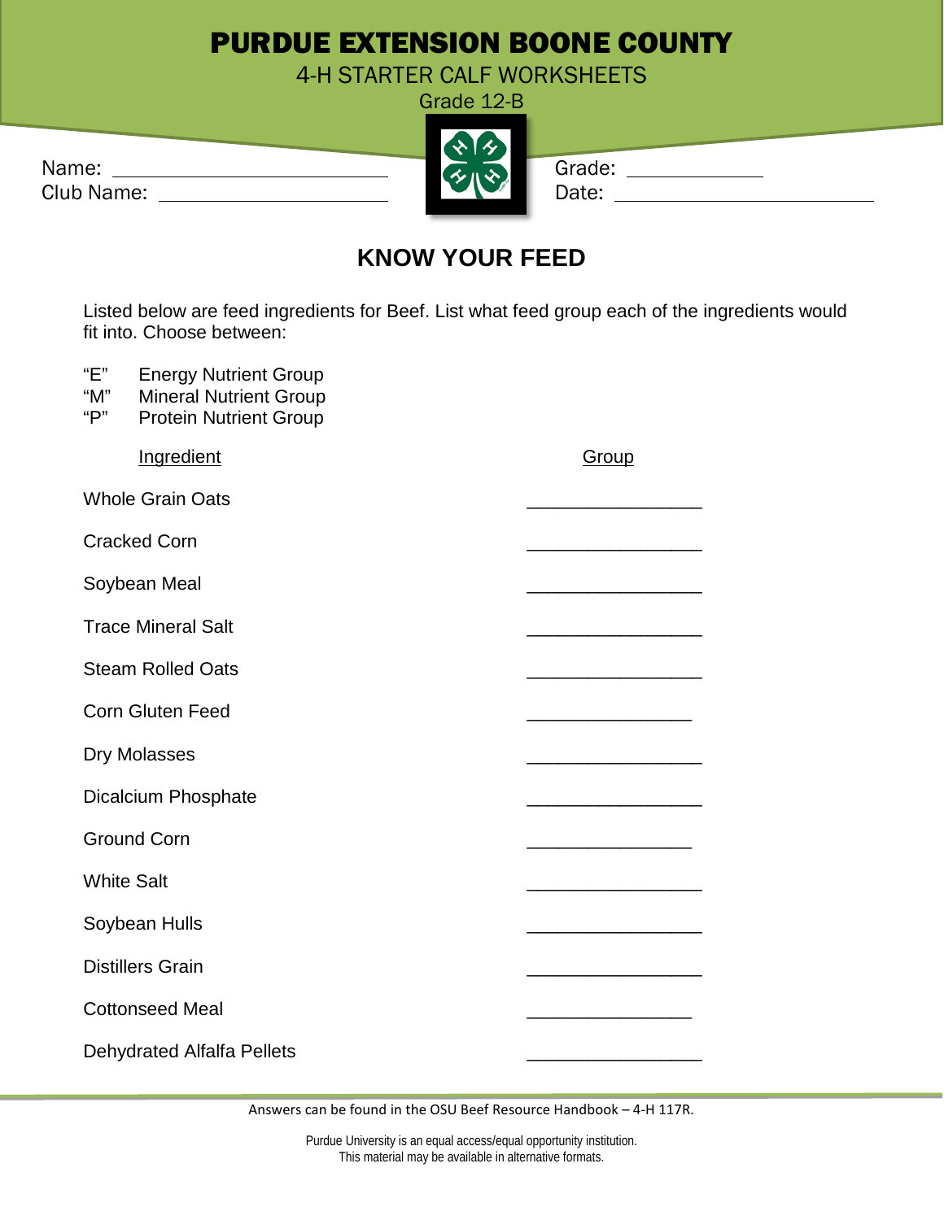# PURDUE EXTENSION BOONE COUNTY

4-H STARTER CALF WORKSHEETS

Grade 12-B

Name: ___________________________

Club Name: ________________________

Grade: _____________

Date: _________________________

## KNOW YOUR FEED

Listed below are feed ingredients for Beef. List what feed group each of the ingredients would fit into. Choose between:

"E" Energy Nutrient Group
"M" Mineral Nutrient Group
"P" Protein Nutrient Group

| Ingredient | Group |
|---|---|
| Whole Grain Oats | _________________ |
| Cracked Corn | _________________ |
| Soybean Meal | _________________ |
| Trace Mineral Salt | _________________ |
| Steam Rolled Oats | _________________ |
| Corn Gluten Feed | ________________ |
| Dry Molasses | _________________ |
| Dicalcium Phosphate | _________________ |
| Ground Corn | ________________ |
| White Salt | _________________ |
| Soybean Hulls | _________________ |
| Distillers Grain | _________________ |
| Cottonseed Meal | ________________ |
| Dehydrated Alfalfa Pellets | _________________ |

Answers can be found in the OSU Beef Resource Handbook – 4-H 117R.

Purdue University is an equal access/equal opportunity institution.
This material may be available in alternative formats.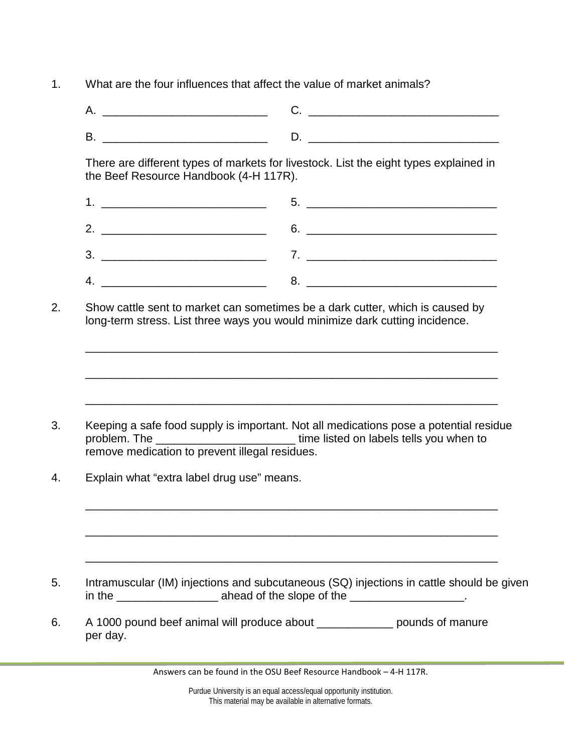1. What are the four influences that affect the value of market animals?

   A. __________________________  C. ______________________________

   B. __________________________  D. ______________________________

   There are different types of markets for livestock. List the eight types explained in the Beef Resource Handbook (4-H 117R).

   1. __________________________  5. ______________________________

   2. __________________________  6. ______________________________

   3. __________________________  7. ______________________________

   4. __________________________  8. ______________________________

2. Show cattle sent to market can sometimes be a dark cutter, which is caused by long-term stress. List three ways you would minimize dark cutting incidence.

   _________________________________________________________________

   _________________________________________________________________

   _________________________________________________________________

3. Keeping a safe food supply is important. Not all medications pose a potential residue problem. The ______________________ time listed on labels tells you when to remove medication to prevent illegal residues.

4. Explain what "extra label drug use" means.

   _________________________________________________________________

   _________________________________________________________________

   _________________________________________________________________

5. Intramuscular (IM) injections and subcutaneous (SQ) injections in cattle should be given in the ________________ ahead of the slope of the __________________.

6. A 1000 pound beef animal will produce about ____________ pounds of manure per day.

Answers can be found in the OSU Beef Resource Handbook – 4-H 117R.

Purdue University is an equal access/equal opportunity institution.
This material may be available in alternative formats.